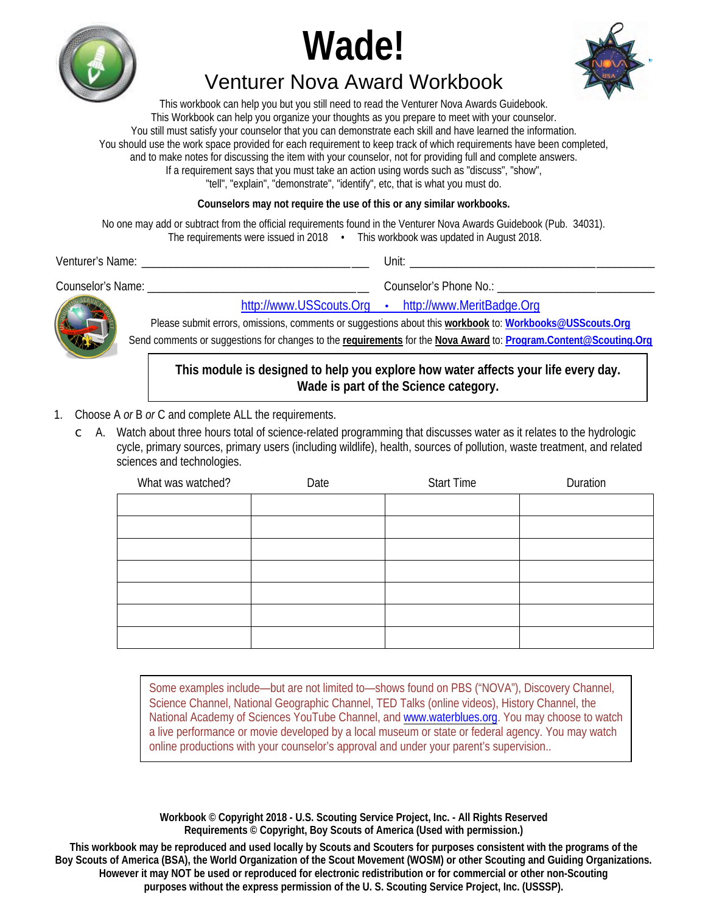# Wade!

## Venturer Nova Award Workbook

This workbook can help you but you still need to read the Venturer Nova Awards Guidebook.
This Workbook can help you organize your thoughts as you prepare to meet with your counselor.
You still must satisfy your counselor that you can demonstrate each skill and have learned the information.
You should use the work space provided for each requirement to keep track of which requirements have been completed, and to make notes for discussing the item with your counselor, not for providing full and complete answers.
If a requirement says that you must take an action using words such as "discuss", "show", "tell", "explain", "demonstrate", "identify", etc, that is what you must do.

**Counselors may not require the use of this or any similar workbooks.**

No one may add or subtract from the official requirements found in the Venturer Nova Awards Guidebook (Pub. 34031).
The requirements were issued in 2018 • This workbook was updated in August 2018.

Venturer's Name: ____________________________ Unit: ____________________________

Counselor's Name: ____________________________ Counselor's Phone No.: ____________________________

http://www.USScouts.Org • http://www.MeritBadge.Org

Please submit errors, omissions, comments or suggestions about this **workbook** to: **Workbooks@USScouts.Org**

Send comments or suggestions for changes to the **requirements** for the **Nova Award** to: **Program.Content@Scouting.Org**

**This module is designed to help you explore how water affects your life every day.**
**Wade is part of the Science category.**

1. Choose A *or* B *or* C and complete ALL the requirements.

   A. Watch about three hours total of science-related programming that discusses water as it relates to the hydrologic cycle, primary sources, primary users (including wildlife), health, sources of pollution, waste treatment, and related sciences and technologies.

| What was watched? | Date | Start Time | Duration |
|---|---|---|---|
| | | | |
| | | | |
| | | | |
| | | | |
| | | | |
| | | | |
| | | | |

Some examples include—but are not limited to—shows found on PBS ("NOVA"), Discovery Channel, Science Channel, National Geographic Channel, TED Talks (online videos), History Channel, the National Academy of Sciences YouTube Channel, and www.waterblues.org. You may choose to watch a live performance or movie developed by a local museum or state or federal agency. You may watch online productions with your counselor's approval and under your parent's supervision..

**Workbook © Copyright 2018 - U.S. Scouting Service Project, Inc. - All Rights Reserved**
**Requirements © Copyright, Boy Scouts of America (Used with permission.)**

**This workbook may be reproduced and used locally by Scouts and Scouters for purposes consistent with the programs of the Boy Scouts of America (BSA), the World Organization of the Scout Movement (WOSM) or other Scouting and Guiding Organizations. However it may NOT be used or reproduced for electronic redistribution or for commercial or other non-Scouting purposes without the express permission of the U. S. Scouting Service Project, Inc. (USSSP).**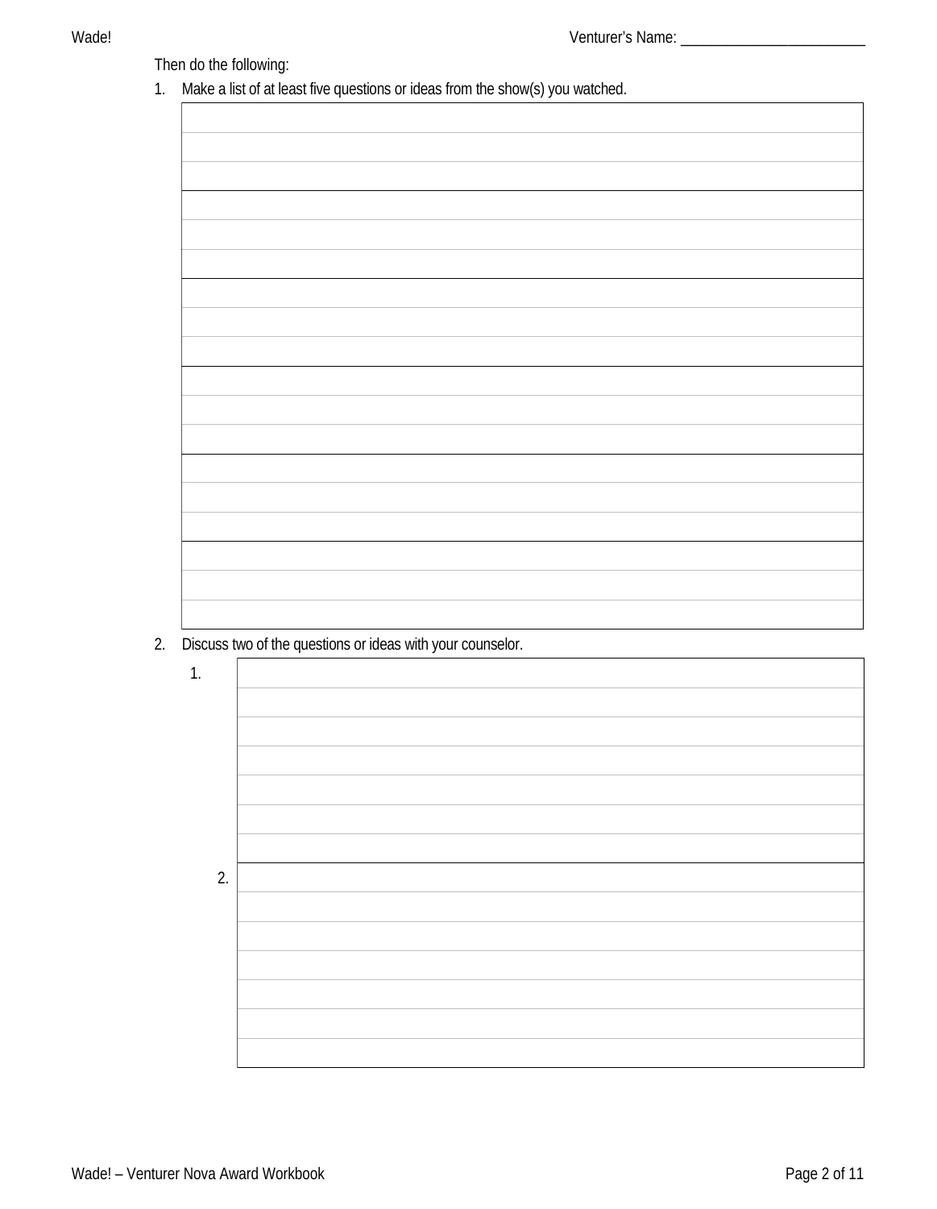Venturer's Name: ________________________

Then do the following:

1. Make a list of at least five questions or ideas from the show(s) you watched.

| |
|---|
| |
| |
| |
| |
| |
| |

2. Discuss two of the questions or ideas with your counselor.

| | |
|---|---|
| 1. | |
| 2. | |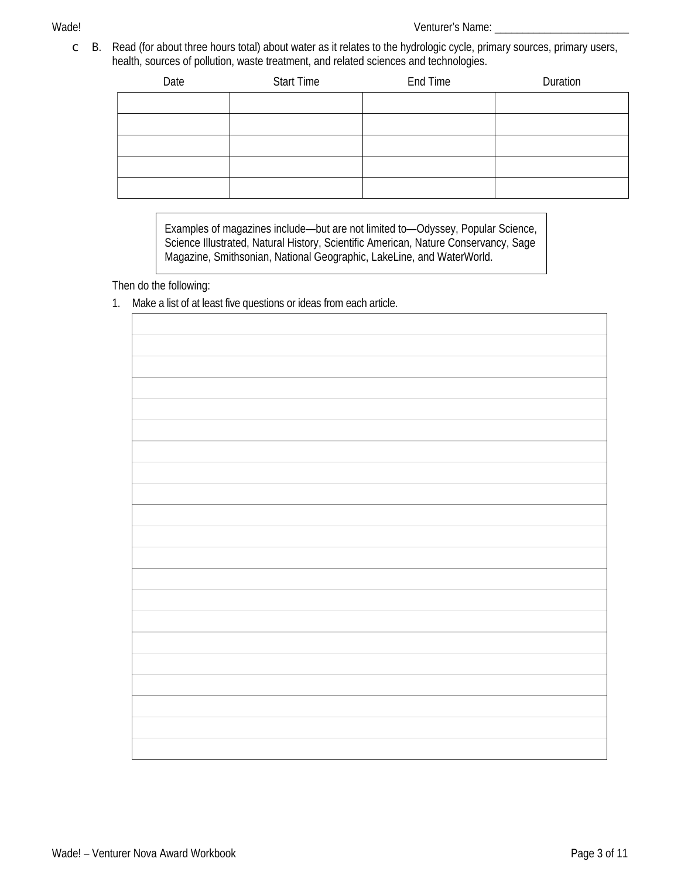Venturer's Name: ________________________

☐ B. Read (for about three hours total) about water as it relates to the hydrologic cycle, primary sources, primary users, health, sources of pollution, waste treatment, and related sciences and technologies.

| Date | Start Time | End Time | Duration |
|---|---|---|---|
| | | | |
| | | | |
| | | | |
| | | | |
| | | | |

> Examples of magazines include—but are not limited to—Odyssey, Popular Science, Science Illustrated, Natural History, Scientific American, Nature Conservancy, Sage Magazine, Smithsonian, National Geographic, LakeLine, and WaterWorld.

Then do the following:

1. Make a list of at least five questions or ideas from each article.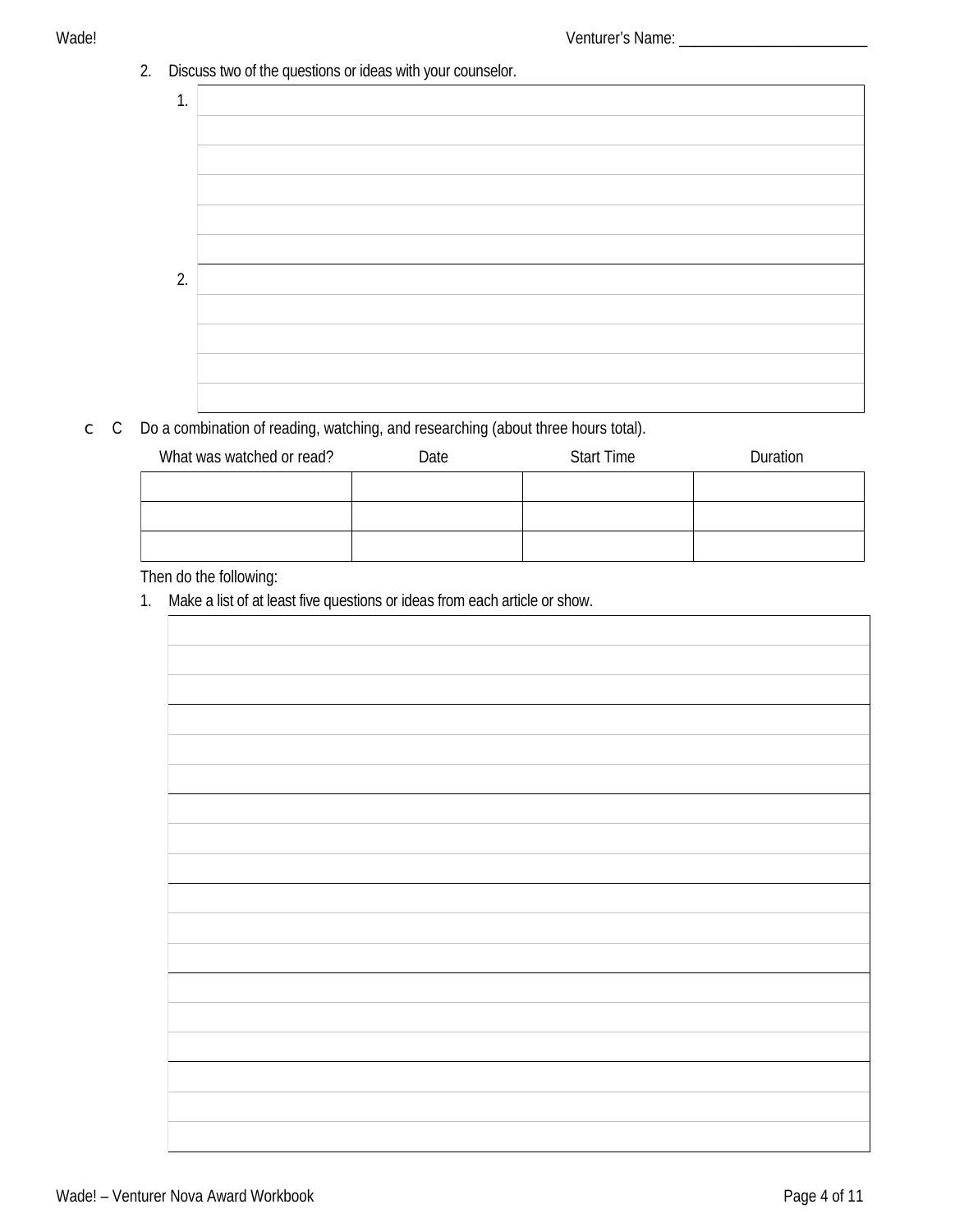2. Discuss two of the questions or ideas with your counselor.

| 1. | |
|---|---|
| | |
| | |
| | |
| | |
| | |
| 2. | |
| | |
| | |
| | |
| | |

☐ C Do a combination of reading, watching, and researching (about three hours total).

| What was watched or read? | Date | Start Time | Duration |
|---|---|---|---|
| | | | |
| | | | |
| | | | |

Then do the following:

1. Make a list of at least five questions or ideas from each article or show.

| |
|---|
| |
| |
| |
| |
| |
| |
| |
| |
| |
| |
| |
| |
| |
| |
| |
| |
| |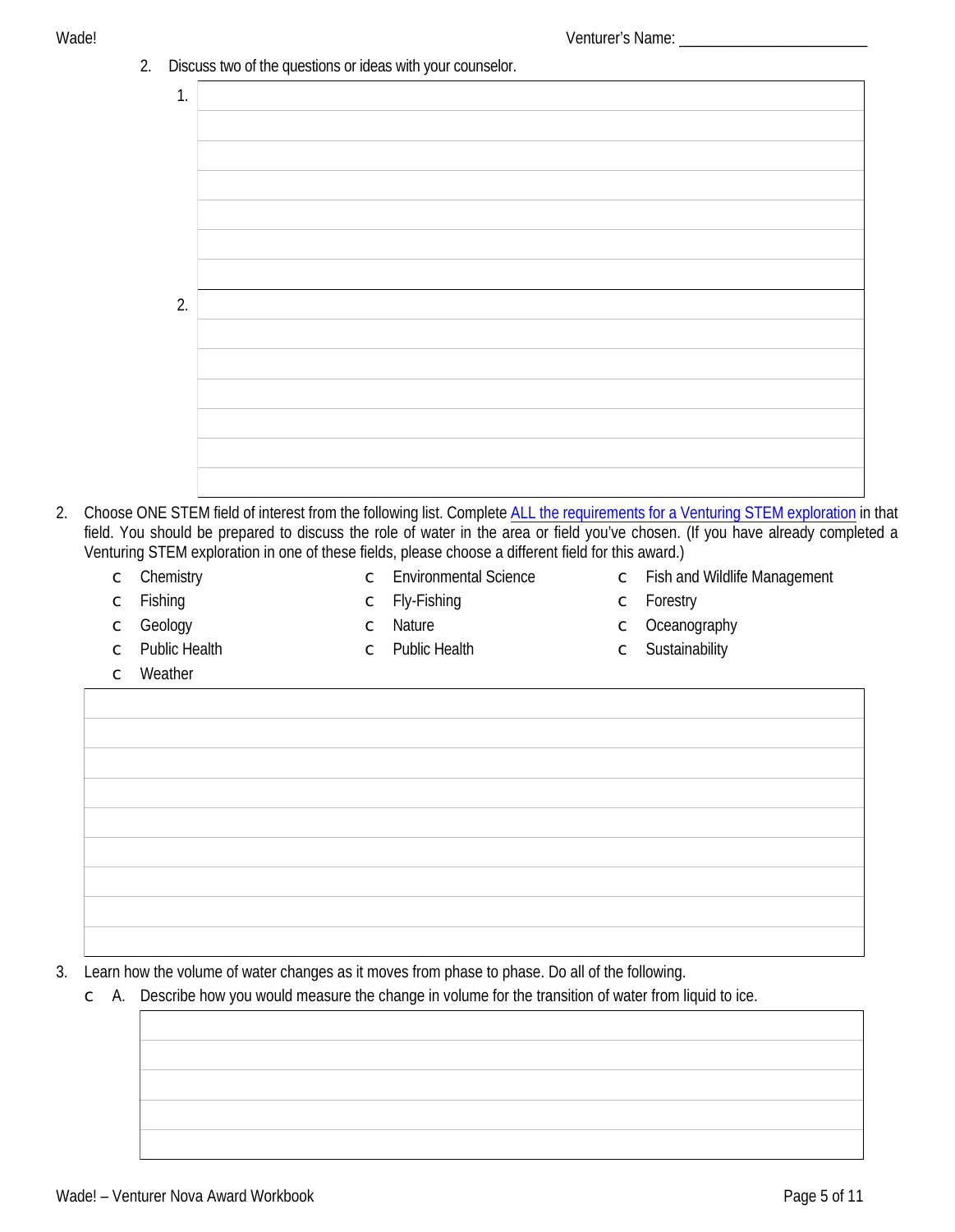Venturer's Name: _______________________

2. Discuss two of the questions or ideas with your counselor.

1.

2.

2. Choose ONE STEM field of interest from the following list. Complete ALL the requirements for a Venturing STEM exploration in that field. You should be prepared to discuss the role of water in the area or field you've chosen. (If you have already completed a Venturing STEM exploration in one of these fields, please choose a different field for this award.)

- ☐ Chemistry
- ☐ Environmental Science
- ☐ Fish and Wildlife Management
- ☐ Fishing
- ☐ Fly-Fishing
- ☐ Forestry
- ☐ Geology
- ☐ Nature
- ☐ Oceanography
- ☐ Public Health
- ☐ Public Health
- ☐ Sustainability
- ☐ Weather

3. Learn how the volume of water changes as it moves from phase to phase. Do all of the following.

   ☐ A. Describe how you would measure the change in volume for the transition of water from liquid to ice.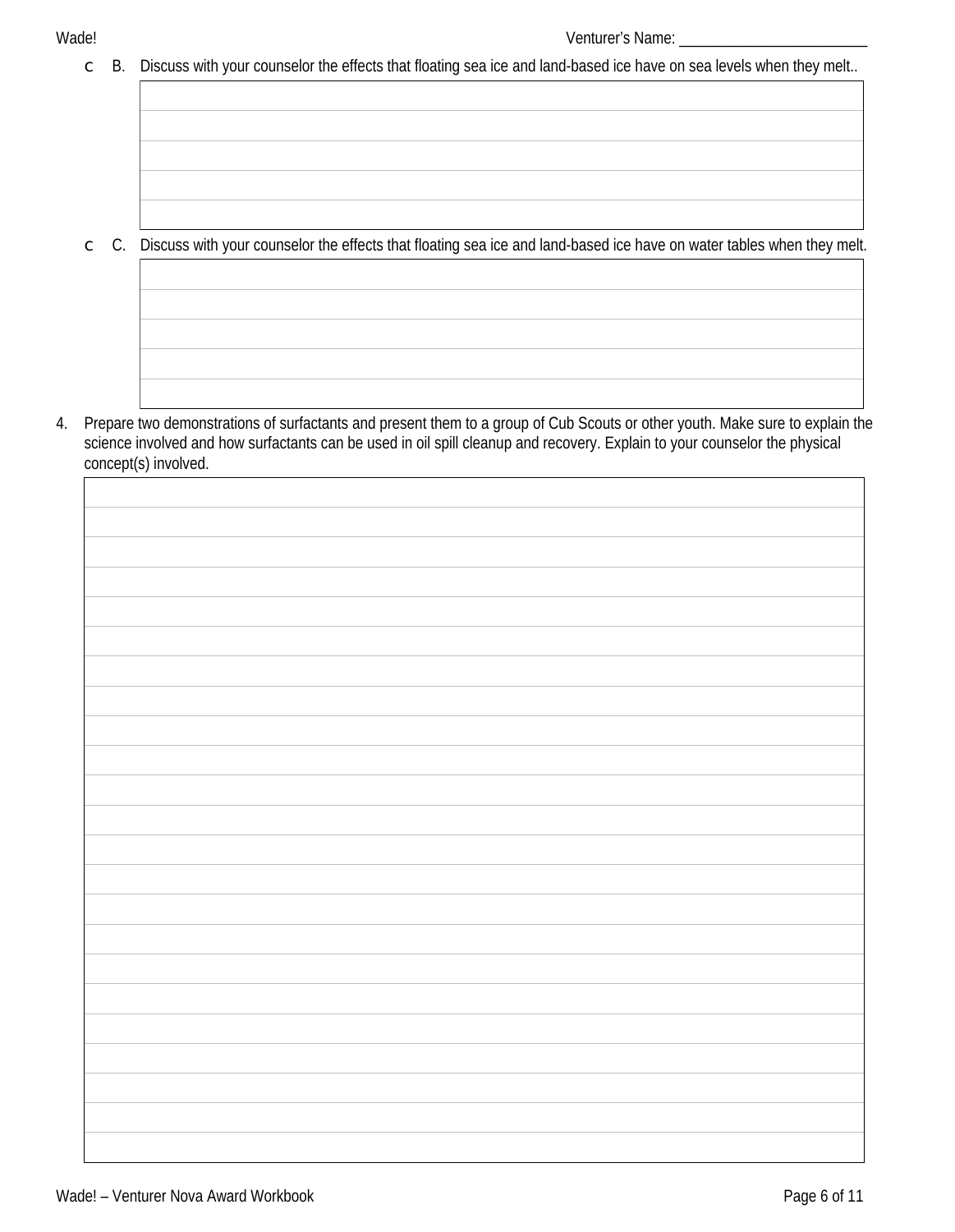Venturer's Name: \_\_\_\_\_\_\_\_\_\_\_\_\_\_\_\_\_\_\_\_\_\_\_\_

c B. Discuss with your counselor the effects that floating sea ice and land-based ice have on sea levels when they melt..

c C. Discuss with your counselor the effects that floating sea ice and land-based ice have on water tables when they melt.

4. Prepare two demonstrations of surfactants and present them to a group of Cub Scouts or other youth. Make sure to explain the science involved and how surfactants can be used in oil spill cleanup and recovery. Explain to your counselor the physical concept(s) involved.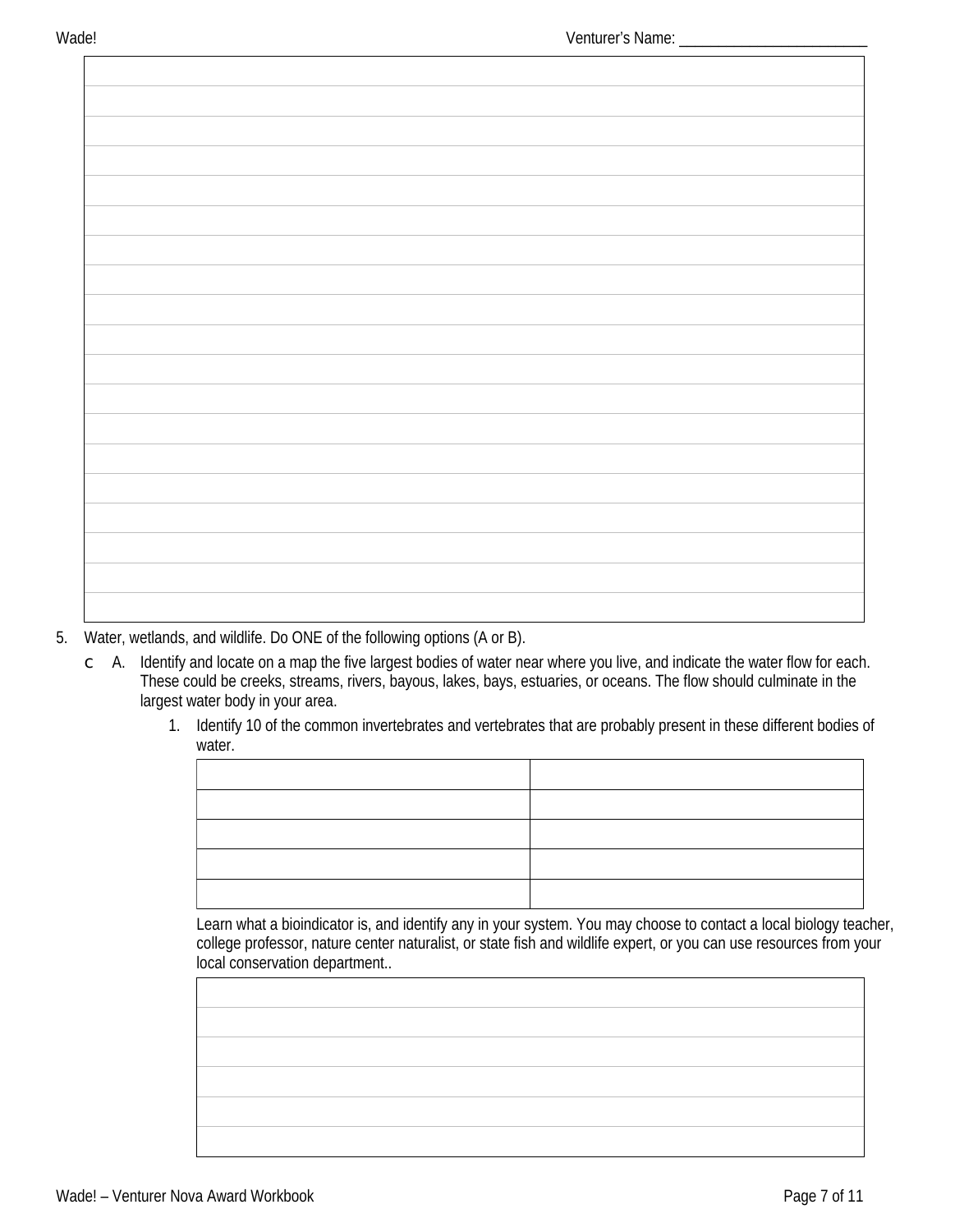5. Water, wetlands, and wildlife. Do ONE of the following options (A or B).

   ☐ A. Identify and locate on a map the five largest bodies of water near where you live, and indicate the water flow for each. These could be creeks, streams, rivers, bayous, lakes, bays, estuaries, or oceans. The flow should culminate in the largest water body in your area.

      1. Identify 10 of the common invertebrates and vertebrates that are probably present in these different bodies of water.

| | |
|---|---|
| | |
| | |
| | |
| | |
| | |

      Learn what a bioindicator is, and identify any in your system. You may choose to contact a local biology teacher, college professor, nature center naturalist, or state fish and wildlife expert, or you can use resources from your local conservation department..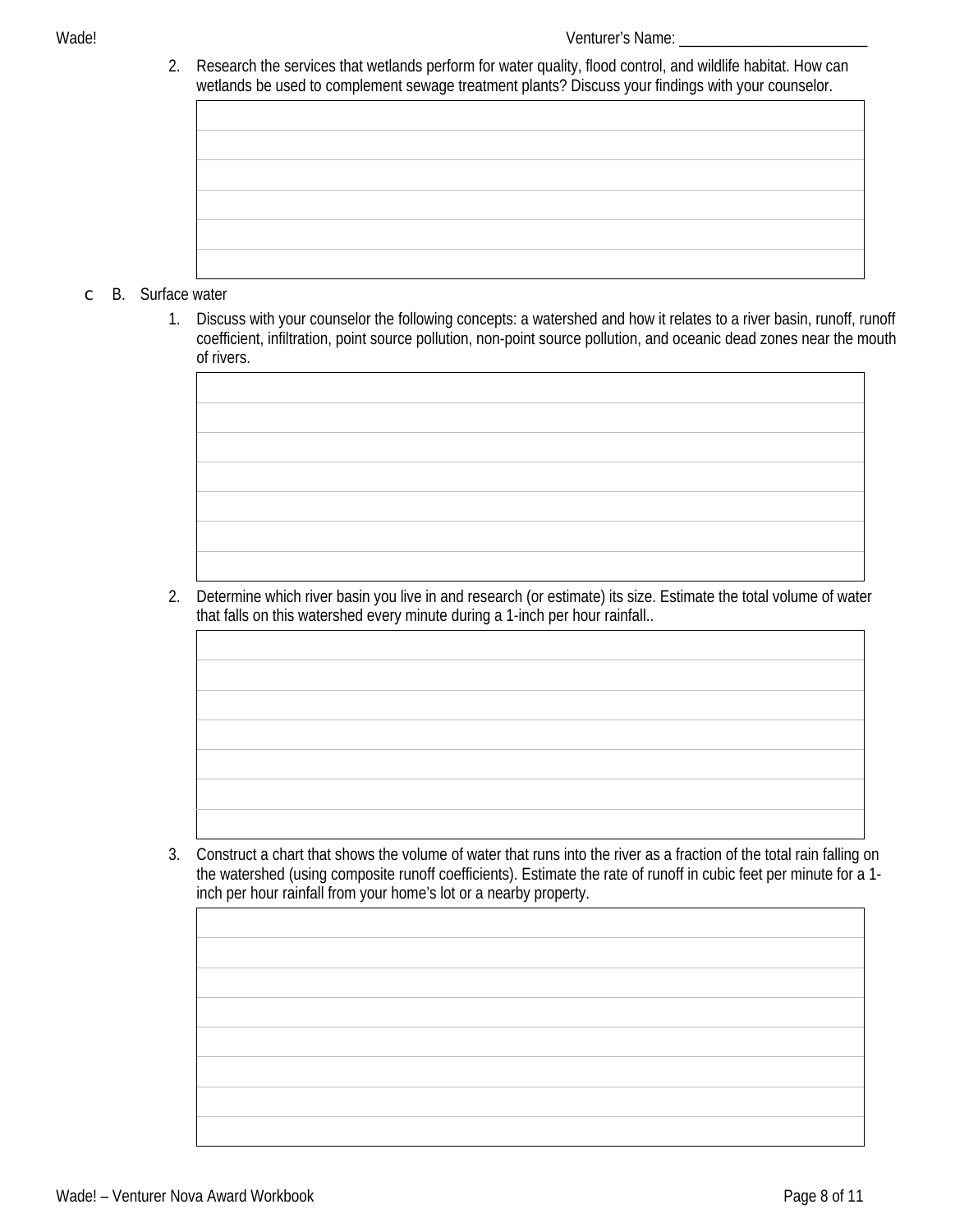Venturer's Name: ________________________

2. Research the services that wetlands perform for water quality, flood control, and wildlife habitat. How can wetlands be used to complement sewage treatment plants? Discuss your findings with your counselor.

c B. Surface water

1. Discuss with your counselor the following concepts: a watershed and how it relates to a river basin, runoff, runoff coefficient, infiltration, point source pollution, non-point source pollution, and oceanic dead zones near the mouth of rivers.

2. Determine which river basin you live in and research (or estimate) its size. Estimate the total volume of water that falls on this watershed every minute during a 1-inch per hour rainfall..

3. Construct a chart that shows the volume of water that runs into the river as a fraction of the total rain falling on the watershed (using composite runoff coefficients). Estimate the rate of runoff in cubic feet per minute for a 1-inch per hour rainfall from your home's lot or a nearby property.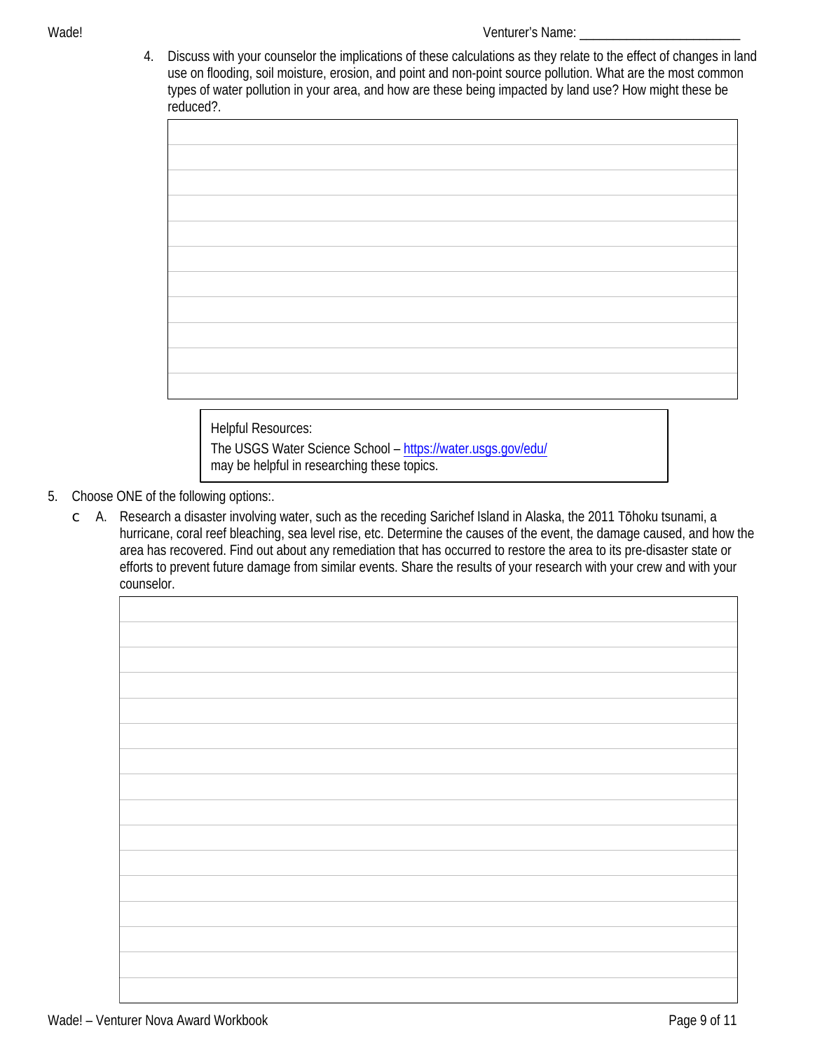4. Discuss with your counselor the implications of these calculations as they relate to the effect of changes in land use on flooding, soil moisture, erosion, and point and non-point source pollution. What are the most common types of water pollution in your area, and how are these being impacted by land use? How might these be reduced?.

> Helpful Resources:
>
> The USGS Water Science School – https://water.usgs.gov/edu/ may be helpful in researching these topics.

5. Choose ONE of the following options:.

   ◯ A. Research a disaster involving water, such as the receding Sarichef Island in Alaska, the 2011 Tōhoku tsunami, a hurricane, coral reef bleaching, sea level rise, etc. Determine the causes of the event, the damage caused, and how the area has recovered. Find out about any remediation that has occurred to restore the area to its pre-disaster state or efforts to prevent future damage from similar events. Share the results of your research with your crew and with your counselor.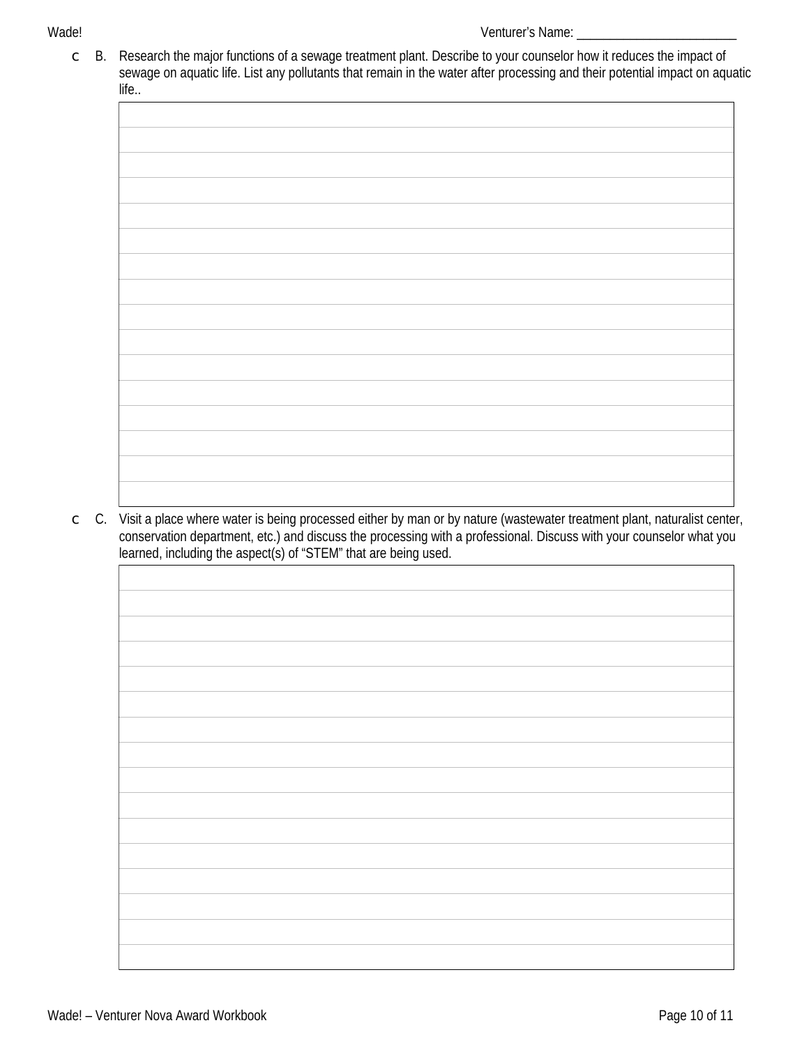Venturer's Name: ________________________

- [ ] B. Research the major functions of a sewage treatment plant. Describe to your counselor how it reduces the impact of sewage on aquatic life. List any pollutants that remain in the water after processing and their potential impact on aquatic life..

- [ ] C. Visit a place where water is being processed either by man or by nature (wastewater treatment plant, naturalist center, conservation department, etc.) and discuss the processing with a professional. Discuss with your counselor what you learned, including the aspect(s) of "STEM" that are being used.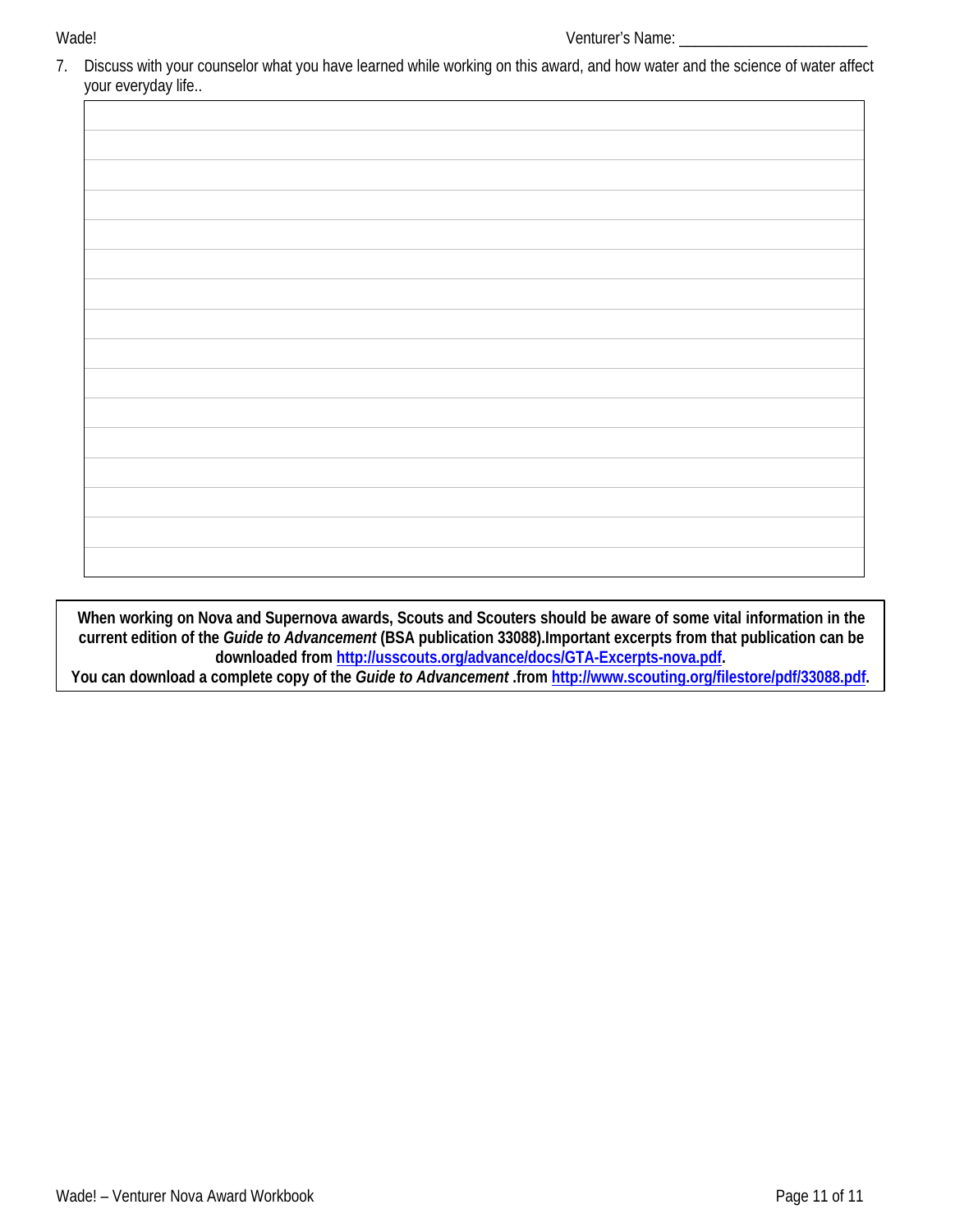Venturer's Name: ______________________

7. Discuss with your counselor what you have learned while working on this award, and how water and the science of water affect your everyday life..

| |
|---|
| |
| |
| |
| |
| |
| |
| |
| |
| |
| |
| |
| |
| |
| |
| |

**When working on Nova and Supernova awards, Scouts and Scouters should be aware of some vital information in the current edition of the *Guide to Advancement* (BSA publication 33088).Important excerpts from that publication can be downloaded from http://usscouts.org/advance/docs/GTA-Excerpts-nova.pdf.**
**You can download a complete copy of the *Guide to Advancement* .from http://www.scouting.org/filestore/pdf/33088.pdf.**